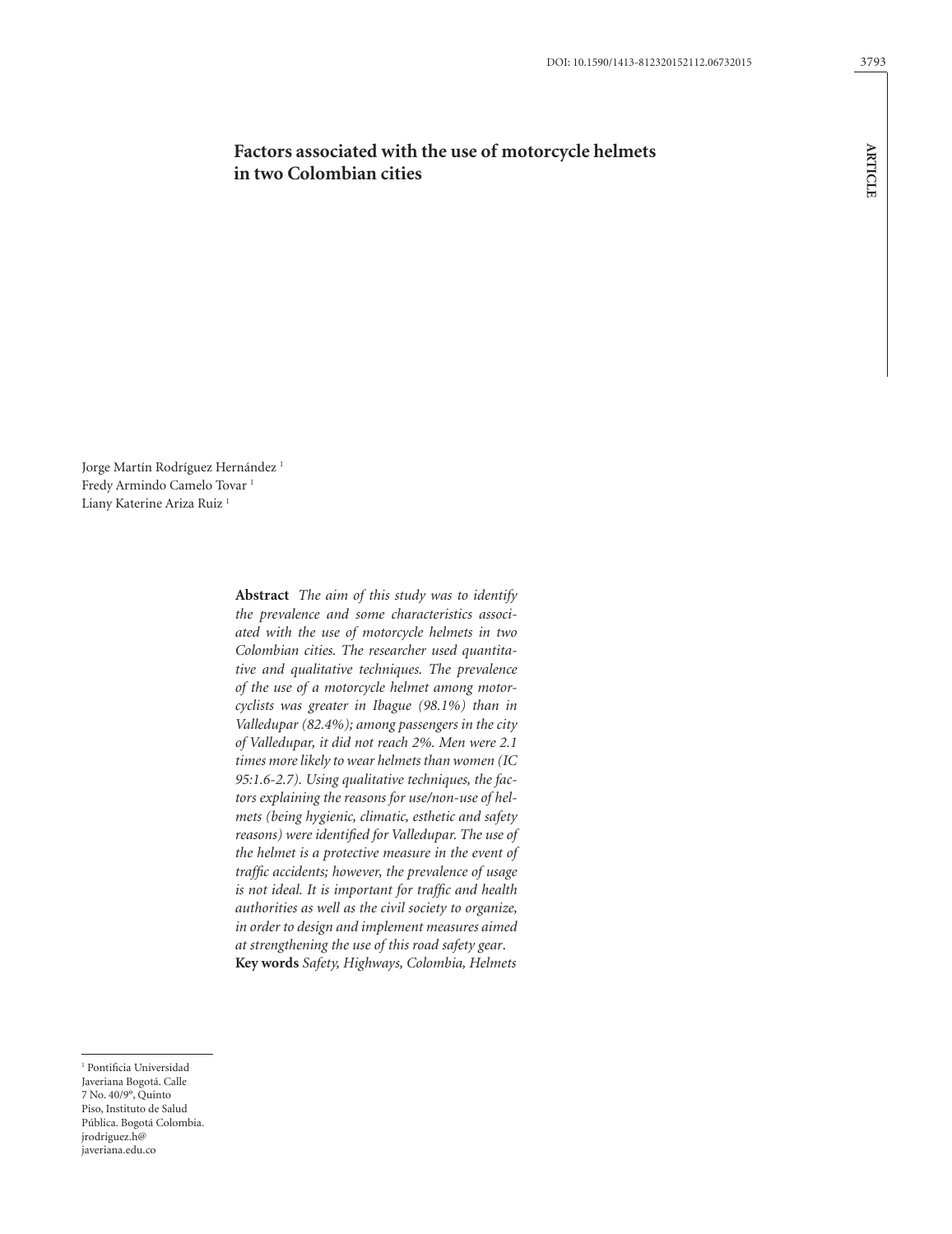DOI: 10.1590/1413-812320152112.06732015

ARTICLE

# Factors associated with the use of motorcycle helmets in two Colombian cities

Jorge Martín Rodríguez Hernández [1]
Fredy Armindo Camelo Tovar [1]
Liany Katerine Ariza Ruiz [1]

**Abstract** *The aim of this study was to identify the prevalence and some characteristics associated with the use of motorcycle helmets in two Colombian cities. The researcher used quantitative and qualitative techniques. The prevalence of the use of a motorcycle helmet among motorcyclists was greater in Ibague (98.1%) than in Valledupar (82.4%); among passengers in the city of Valledupar, it did not reach 2%. Men were 2.1 times more likely to wear helmets than women (IC 95:1.6-2.7). Using qualitative techniques, the factors explaining the reasons for use/non-use of helmets (being hygienic, climatic, esthetic and safety reasons) were identified for Valledupar. The use of the helmet is a protective measure in the event of traffic accidents; however, the prevalence of usage is not ideal. It is important for traffic and health authorities as well as the civil society to organize, in order to design and implement measures aimed at strengthening the use of this road safety gear.*
**Key words** *Safety, Highways, Colombia, Helmets*

[1] Pontificia Universidad Javeriana Bogotá. Calle 7 No. 40/9°, Quinto Piso, Instituto de Salud Pública. Bogotá Colombia. jrodriguez.h@javeriana.edu.co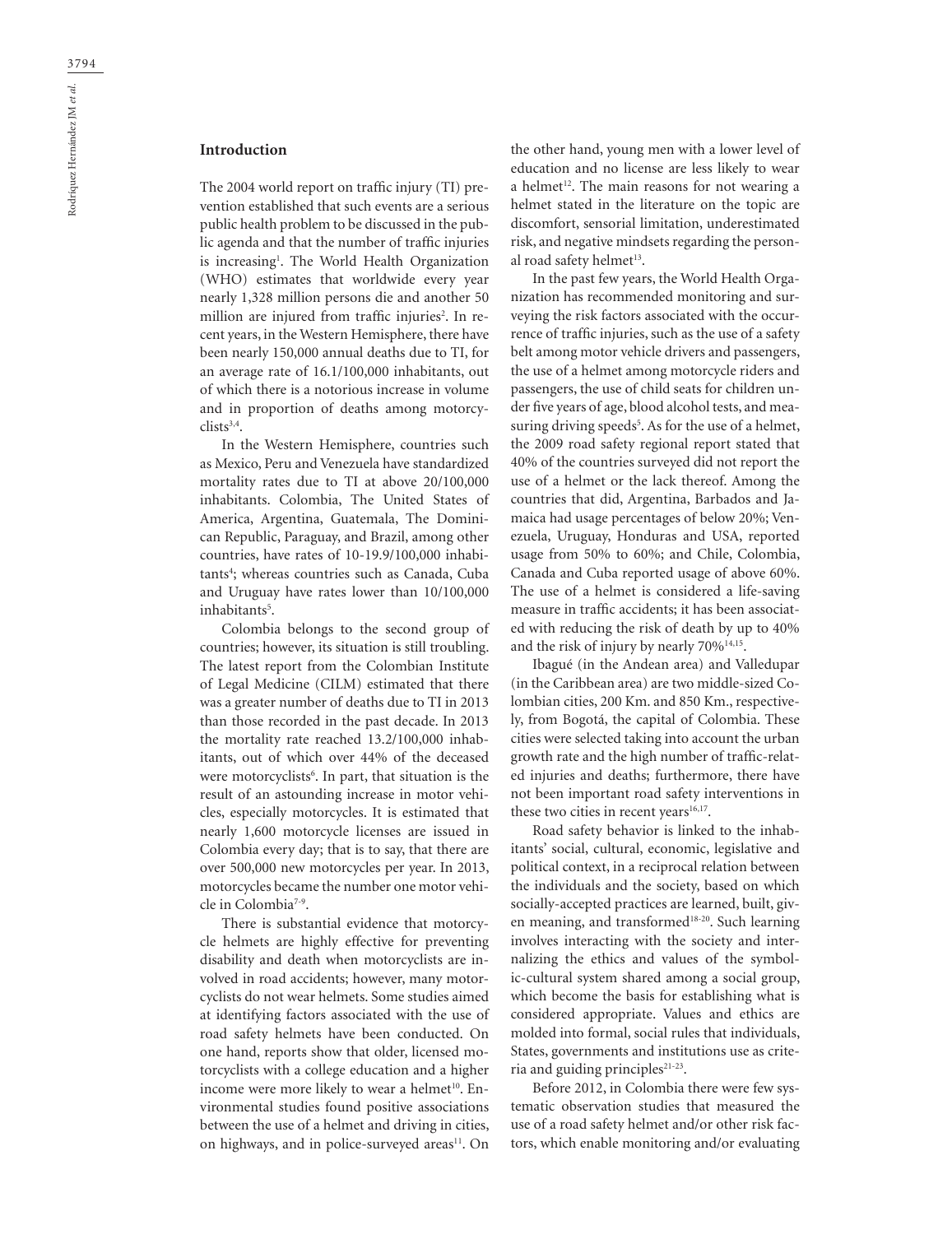## Introduction

The 2004 world report on traffic injury (TI) prevention established that such events are a serious public health problem to be discussed in the public agenda and that the number of traffic injuries is increasing[1]. The World Health Organization (WHO) estimates that worldwide every year nearly 1,328 million persons die and another 50 million are injured from traffic injuries[2]. In recent years, in the Western Hemisphere, there have been nearly 150,000 annual deaths due to TI, for an average rate of 16.1/100,000 inhabitants, out of which there is a notorious increase in volume and in proportion of deaths among motorcyclists[3,4].

In the Western Hemisphere, countries such as Mexico, Peru and Venezuela have standardized mortality rates due to TI at above 20/100,000 inhabitants. Colombia, The United States of America, Argentina, Guatemala, The Dominican Republic, Paraguay, and Brazil, among other countries, have rates of 10-19.9/100,000 inhabitants[4]; whereas countries such as Canada, Cuba and Uruguay have rates lower than 10/100,000 inhabitants[5].

Colombia belongs to the second group of countries; however, its situation is still troubling. The latest report from the Colombian Institute of Legal Medicine (CILM) estimated that there was a greater number of deaths due to TI in 2013 than those recorded in the past decade. In 2013 the mortality rate reached 13.2/100,000 inhabitants, out of which over 44% of the deceased were motorcyclists[6]. In part, that situation is the result of an astounding increase in motor vehicles, especially motorcycles. It is estimated that nearly 1,600 motorcycle licenses are issued in Colombia every day; that is to say, that there are over 500,000 new motorcycles per year. In 2013, motorcycles became the number one motor vehicle in Colombia[7-9].

There is substantial evidence that motorcycle helmets are highly effective for preventing disability and death when motorcyclists are involved in road accidents; however, many motorcyclists do not wear helmets. Some studies aimed at identifying factors associated with the use of road safety helmets have been conducted. On one hand, reports show that older, licensed motorcyclists with a college education and a higher income were more likely to wear a helmet[10]. Environmental studies found positive associations between the use of a helmet and driving in cities, on highways, and in police-surveyed areas[11]. On the other hand, young men with a lower level of education and no license are less likely to wear a helmet[12]. The main reasons for not wearing a helmet stated in the literature on the topic are discomfort, sensorial limitation, underestimated risk, and negative mindsets regarding the personal road safety helmet[13].

In the past few years, the World Health Organization has recommended monitoring and surveying the risk factors associated with the occurrence of traffic injuries, such as the use of a safety belt among motor vehicle drivers and passengers, the use of a helmet among motorcycle riders and passengers, the use of child seats for children under five years of age, blood alcohol tests, and measuring driving speeds[5]. As for the use of a helmet, the 2009 road safety regional report stated that 40% of the countries surveyed did not report the use of a helmet or the lack thereof. Among the countries that did, Argentina, Barbados and Jamaica had usage percentages of below 20%; Venezuela, Uruguay, Honduras and USA, reported usage from 50% to 60%; and Chile, Colombia, Canada and Cuba reported usage of above 60%. The use of a helmet is considered a life-saving measure in traffic accidents; it has been associated with reducing the risk of death by up to 40% and the risk of injury by nearly 70%[14,15].

Ibagué (in the Andean area) and Valledupar (in the Caribbean area) are two middle-sized Colombian cities, 200 Km. and 850 Km., respectively, from Bogotá, the capital of Colombia. These cities were selected taking into account the urban growth rate and the high number of traffic-related injuries and deaths; furthermore, there have not been important road safety interventions in these two cities in recent years[16,17].

Road safety behavior is linked to the inhabitants' social, cultural, economic, legislative and political context, in a reciprocal relation between the individuals and the society, based on which socially-accepted practices are learned, built, given meaning, and transformed[18-20]. Such learning involves interacting with the society and internalizing the ethics and values of the symbolic-cultural system shared among a social group, which become the basis for establishing what is considered appropriate. Values and ethics are molded into formal, social rules that individuals, States, governments and institutions use as criteria and guiding principles[21-23].

Before 2012, in Colombia there were few systematic observation studies that measured the use of a road safety helmet and/or other risk factors, which enable monitoring and/or evaluating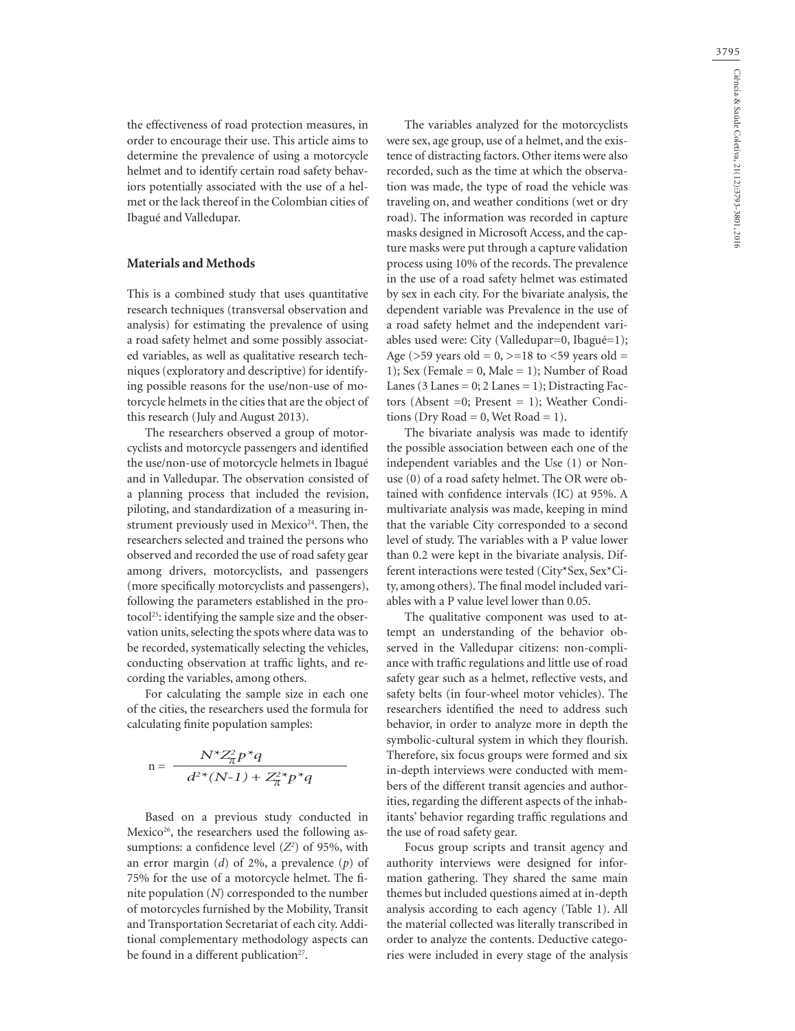the effectiveness of road protection measures, in order to encourage their use. This article aims to determine the prevalence of using a motorcycle helmet and to identify certain road safety behaviors potentially associated with the use of a helmet or the lack thereof in the Colombian cities of Ibagué and Valledupar.

## Materials and Methods

This is a combined study that uses quantitative research techniques (transversal observation and analysis) for estimating the prevalence of using a road safety helmet and some possibly associated variables, as well as qualitative research techniques (exploratory and descriptive) for identifying possible reasons for the use/non-use of motorcycle helmets in the cities that are the object of this research (July and August 2013).

The researchers observed a group of motorcyclists and motorcycle passengers and identified the use/non-use of motorcycle helmets in Ibagué and in Valledupar. The observation consisted of a planning process that included the revision, piloting, and standardization of a measuring instrument previously used in Mexico[24]. Then, the researchers selected and trained the persons who observed and recorded the use of road safety gear among drivers, motorcyclists, and passengers (more specifically motorcyclists and passengers), following the parameters established in the protocol[25]: identifying the sample size and the observation units, selecting the spots where data was to be recorded, systematically selecting the vehicles, conducting observation at traffic lights, and recording the variables, among others.

For calculating the sample size in each one of the cities, the researchers used the formula for calculating finite population samples:

$$n = \frac{N^{*}Z_{\pi}^{2}p^{*}q}{d^{2*}(N\text{-}1) + Z_{\pi}^{2*}p^{*}q}$$

Based on a previous study conducted in Mexico[26], the researchers used the following assumptions: a confidence level ($Z^2$) of 95%, with an error margin ($d$) of 2%, a prevalence ($p$) of 75% for the use of a motorcycle helmet. The finite population ($N$) corresponded to the number of motorcycles furnished by the Mobility, Transit and Transportation Secretariat of each city. Additional complementary methodology aspects can be found in a different publication[27].

The variables analyzed for the motorcyclists were sex, age group, use of a helmet, and the existence of distracting factors. Other items were also recorded, such as the time at which the observation was made, the type of road the vehicle was traveling on, and weather conditions (wet or dry road). The information was recorded in capture masks designed in Microsoft Access, and the capture masks were put through a capture validation process using 10% of the records. The prevalence in the use of a road safety helmet was estimated by sex in each city. For the bivariate analysis, the dependent variable was Prevalence in the use of a road safety helmet and the independent variables used were: City (Valledupar=0, Ibagué=1); Age (>59 years old = 0, >=18 to <59 years old = 1); Sex (Female = 0, Male = 1); Number of Road Lanes (3 Lanes = 0; 2 Lanes = 1); Distracting Factors (Absent =0; Present = 1); Weather Conditions (Dry Road = 0, Wet Road = 1).

The bivariate analysis was made to identify the possible association between each one of the independent variables and the Use (1) or Non-use (0) of a road safety helmet. The OR were obtained with confidence intervals (IC) at 95%. A multivariate analysis was made, keeping in mind that the variable City corresponded to a second level of study. The variables with a P value lower than 0.2 were kept in the bivariate analysis. Different interactions were tested (City*Sex, Sex*City, among others). The final model included variables with a P value level lower than 0.05.

The qualitative component was used to attempt an understanding of the behavior observed in the Valledupar citizens: non-compliance with traffic regulations and little use of road safety gear such as a helmet, reflective vests, and safety belts (in four-wheel motor vehicles). The researchers identified the need to address such behavior, in order to analyze more in depth the symbolic-cultural system in which they flourish. Therefore, six focus groups were formed and six in-depth interviews were conducted with members of the different transit agencies and authorities, regarding the different aspects of the inhabitants' behavior regarding traffic regulations and the use of road safety gear.

Focus group scripts and transit agency and authority interviews were designed for information gathering. They shared the same main themes but included questions aimed at in-depth analysis according to each agency (Table 1). All the material collected was literally transcribed in order to analyze the contents. Deductive categories were included in every stage of the analysis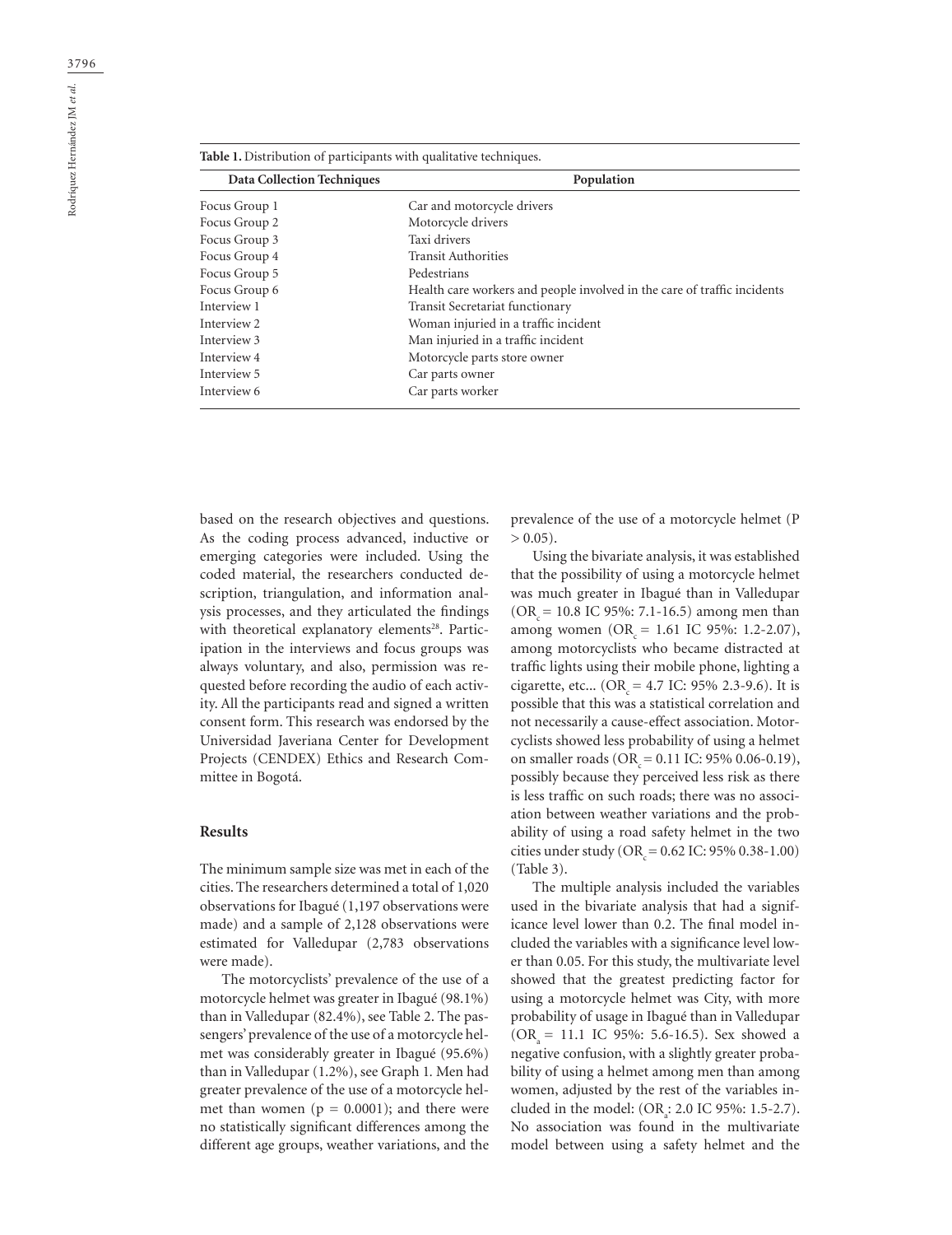**Table 1.** Distribution of participants with qualitative techniques.

| Data Collection Techniques | Population |
|---|---|
| Focus Group 1 | Car and motorcycle drivers |
| Focus Group 2 | Motorcycle drivers |
| Focus Group 3 | Taxi drivers |
| Focus Group 4 | Transit Authorities |
| Focus Group 5 | Pedestrians |
| Focus Group 6 | Health care workers and people involved in the care of traffic incidents |
| Interview 1 | Transit Secretariat functionary |
| Interview 2 | Woman injuried in a traffic incident |
| Interview 3 | Man injuried in a traffic incident |
| Interview 4 | Motorcycle parts store owner |
| Interview 5 | Car parts owner |
| Interview 6 | Car parts worker |

based on the research objectives and questions. As the coding process advanced, inductive or emerging categories were included. Using the coded material, the researchers conducted description, triangulation, and information analysis processes, and they articulated the findings with theoretical explanatory elements[28]. Participation in the interviews and focus groups was always voluntary, and also, permission was requested before recording the audio of each activity. All the participants read and signed a written consent form. This research was endorsed by the Universidad Javeriana Center for Development Projects (CENDEX) Ethics and Research Committee in Bogotá.

## Results

The minimum sample size was met in each of the cities. The researchers determined a total of 1,020 observations for Ibagué (1,197 observations were made) and a sample of 2,128 observations were estimated for Valledupar (2,783 observations were made).

The motorcyclists' prevalence of the use of a motorcycle helmet was greater in Ibagué (98.1%) than in Valledupar (82.4%), see Table 2. The passengers' prevalence of the use of a motorcycle helmet was considerably greater in Ibagué (95.6%) than in Valledupar (1.2%), see Graph 1. Men had greater prevalence of the use of a motorcycle helmet than women ($p = 0.0001$); and there were no statistically significant differences among the different age groups, weather variations, and the prevalence of the use of a motorcycle helmet ($P > 0.05$).

Using the bivariate analysis, it was established that the possibility of using a motorcycle helmet was much greater in Ibagué than in Valledupar ($OR_c = 10.8$ IC 95%: 7.1-16.5) among men than among women ($OR_c = 1.61$ IC 95%: 1.2-2.07), among motorcyclists who became distracted at traffic lights using their mobile phone, lighting a cigarette, etc... ($OR_c = 4.7$ IC: 95% 2.3-9.6). It is possible that this was a statistical correlation and not necessarily a cause-effect association. Motorcyclists showed less probability of using a helmet on smaller roads ($OR_c = 0.11$ IC: 95% 0.06-0.19), possibly because they perceived less risk as there is less traffic on such roads; there was no association between weather variations and the probability of using a road safety helmet in the two cities under study ($OR_c = 0.62$ IC: 95% 0.38-1.00) (Table 3).

The multiple analysis included the variables used in the bivariate analysis that had a significance level lower than 0.2. The final model included the variables with a significance level lower than 0.05. For this study, the multivariate level showed that the greatest predicting factor for using a motorcycle helmet was City, with more probability of usage in Ibagué than in Valledupar ($OR_a = 11.1$ IC 95%: 5.6-16.5). Sex showed a negative confusion, with a slightly greater probability of using a helmet among men than among women, adjusted by the rest of the variables included in the model: ($OR_a$: 2.0 IC 95%: 1.5-2.7). No association was found in the multivariate model between using a safety helmet and the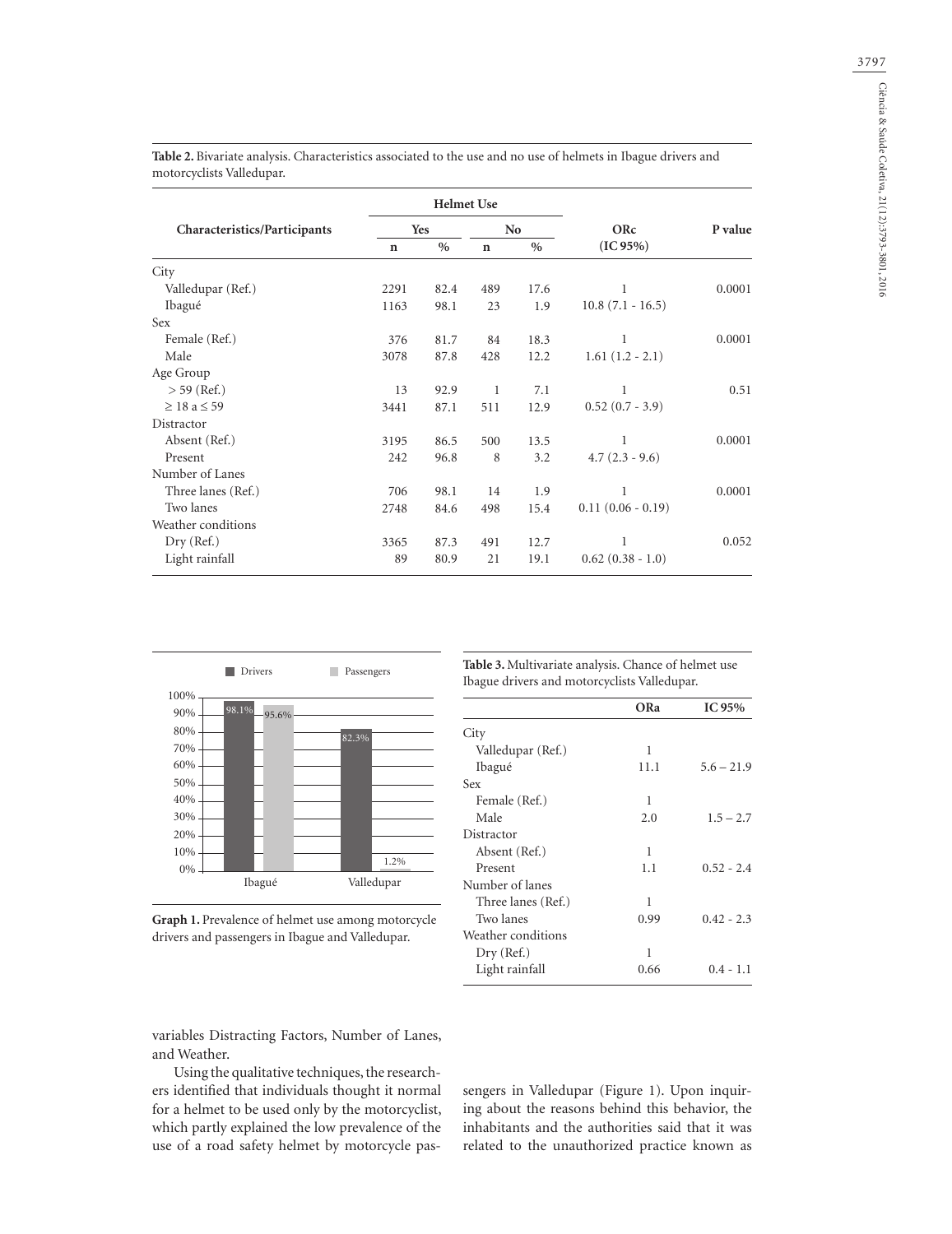**Table 2.** Bivariate analysis. Characteristics associated to the use and no use of helmets in Ibague drivers and motorcyclists Valledupar.

| Characteristics/Participants | Helmet Use | | | | ORc (IC 95%) | P value |
|---|---|---|---|---|---|---|
| | Yes | | No | | | |
| | n | % | n | % | | |
| City | | | | | | |
| Valledupar (Ref.) | 2291 | 82.4 | 489 | 17.6 | 1 | 0.0001 |
| Ibagué | 1163 | 98.1 | 23 | 1.9 | 10.8 (7.1 - 16.5) | |
| Sex | | | | | | |
| Female (Ref.) | 376 | 81.7 | 84 | 18.3 | 1 | 0.0001 |
| Male | 3078 | 87.8 | 428 | 12.2 | 1.61 (1.2 - 2.1) | |
| Age Group | | | | | | |
| > 59 (Ref.) | 13 | 92.9 | 1 | 7.1 | 1 | 0.51 |
| ≥ 18 a ≤ 59 | 3441 | 87.1 | 511 | 12.9 | 0.52 (0.7 - 3.9) | |
| Distractor | | | | | | |
| Absent (Ref.) | 3195 | 86.5 | 500 | 13.5 | 1 | 0.0001 |
| Present | 242 | 96.8 | 8 | 3.2 | 4.7 (2.3 - 9.6) | |
| Number of Lanes | | | | | | |
| Three lanes (Ref.) | 706 | 98.1 | 14 | 1.9 | 1 | 0.0001 |
| Two lanes | 2748 | 84.6 | 498 | 15.4 | 0.11 (0.06 - 0.19) | |
| Weather conditions | | | | | | |
| Dry (Ref.) | 3365 | 87.3 | 491 | 12.7 | 1 | 0.052 |
| Light rainfall | 89 | 80.9 | 21 | 19.1 | 0.62 (0.38 - 1.0) | |

| | Drivers | Passengers |
|---|---|---|
| Ibagué | 98.1% | 95.6% |
| Valledupar | 82.3% | 1.2% |

**Graph 1.** Prevalence of helmet use among motorcycle drivers and passengers in Ibague and Valledupar.

**Table 3.** Multivariate analysis. Chance of helmet use Ibague drivers and motorcyclists Valledupar.

| | ORa | IC 95% |
|---|---|---|
| City | | |
| Valledupar (Ref.) | 1 | |
| Ibagué | 11.1 | 5.6 – 21.9 |
| Sex | | |
| Female (Ref.) | 1 | |
| Male | 2.0 | 1.5 – 2.7 |
| Distractor | | |
| Absent (Ref.) | 1 | |
| Present | 1.1 | 0.52 - 2.4 |
| Number of lanes | | |
| Three lanes (Ref.) | 1 | |
| Two lanes | 0.99 | 0.42 - 2.3 |
| Weather conditions | | |
| Dry (Ref.) | 1 | |
| Light rainfall | 0.66 | 0.4 - 1.1 |

variables Distracting Factors, Number of Lanes, and Weather.

Using the qualitative techniques, the researchers identified that individuals thought it normal for a helmet to be used only by the motorcyclist, which partly explained the low prevalence of the use of a road safety helmet by motorcycle passengers in Valledupar (Figure 1). Upon inquiring about the reasons behind this behavior, the inhabitants and the authorities said that it was related to the unauthorized practice known as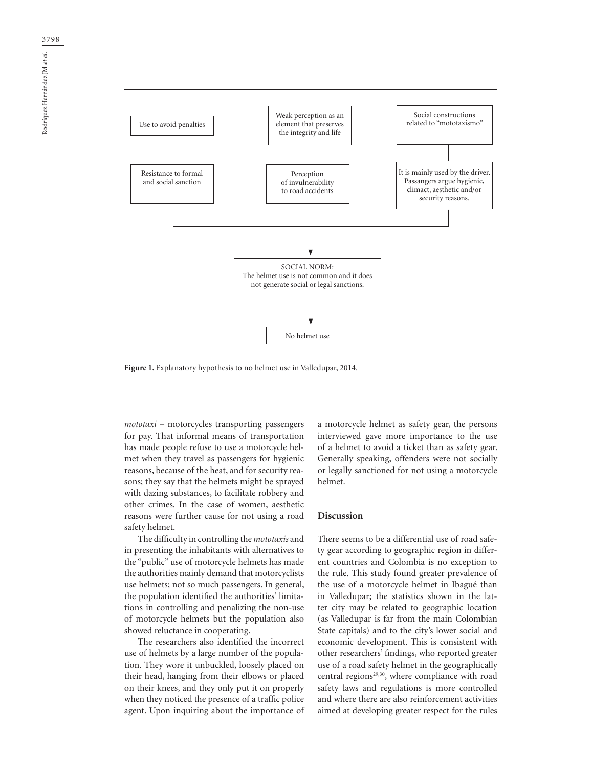Use to avoid penalties

Weak perception as an element that preserves the integrity and life

Social constructions related to "mototaxismo"

Resistance to formal and social sanction

Perception of invulnerability to road accidents

It is mainly used by the driver. Passangers argue hygienic, climact, aesthetic and/or security reasons.

SOCIAL NORM: The helmet use is not common and it does not generate social or legal sanctions.

No helmet use

**Figure 1.** Explanatory hypothesis to no helmet use in Valledupar, 2014.

*mototaxi* – motorcycles transporting passengers for pay. That informal means of transportation has made people refuse to use a motorcycle helmet when they travel as passengers for hygienic reasons, because of the heat, and for security reasons; they say that the helmets might be sprayed with dazing substances, to facilitate robbery and other crimes. In the case of women, aesthetic reasons were further cause for not using a road safety helmet.

The difficulty in controlling the *mototaxis* and in presenting the inhabitants with alternatives to the "public" use of motorcycle helmets has made the authorities mainly demand that motorcyclists use helmets; not so much passengers. In general, the population identified the authorities' limitations in controlling and penalizing the non-use of motorcycle helmets but the population also showed reluctance in cooperating.

The researchers also identified the incorrect use of helmets by a large number of the population. They wore it unbuckled, loosely placed on their head, hanging from their elbows or placed on their knees, and they only put it on properly when they noticed the presence of a traffic police agent. Upon inquiring about the importance of a motorcycle helmet as safety gear, the persons interviewed gave more importance to the use of a helmet to avoid a ticket than as safety gear. Generally speaking, offenders were not socially or legally sanctioned for not using a motorcycle helmet.

## Discussion

There seems to be a differential use of road safety gear according to geographic region in different countries and Colombia is no exception to the rule. This study found greater prevalence of the use of a motorcycle helmet in Ibagué than in Valledupar; the statistics shown in the latter city may be related to geographic location (as Valledupar is far from the main Colombian State capitals) and to the city's lower social and economic development. This is consistent with other researchers' findings, who reported greater use of a road safety helmet in the geographically central regions[29,30], where compliance with road safety laws and regulations is more controlled and where there are also reinforcement activities aimed at developing greater respect for the rules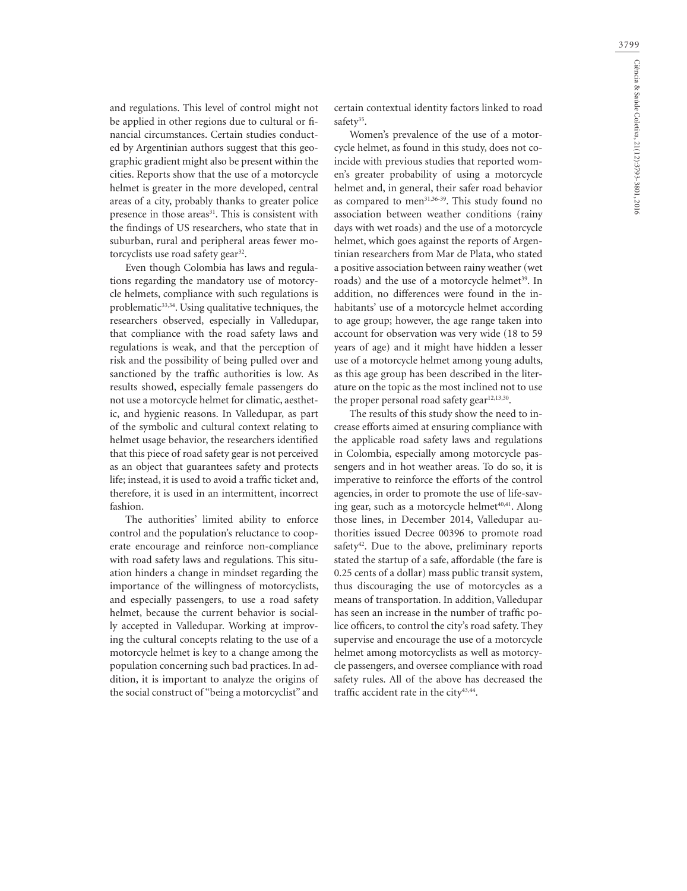and regulations. This level of control might not be applied in other regions due to cultural or financial circumstances. Certain studies conducted by Argentinian authors suggest that this geographic gradient might also be present within the cities. Reports show that the use of a motorcycle helmet is greater in the more developed, central areas of a city, probably thanks to greater police presence in those areas[31]. This is consistent with the findings of US researchers, who state that in suburban, rural and peripheral areas fewer motorcyclists use road safety gear[32].

Even though Colombia has laws and regulations regarding the mandatory use of motorcycle helmets, compliance with such regulations is problematic[33,34]. Using qualitative techniques, the researchers observed, especially in Valledupar, that compliance with the road safety laws and regulations is weak, and that the perception of risk and the possibility of being pulled over and sanctioned by the traffic authorities is low. As results showed, especially female passengers do not use a motorcycle helmet for climatic, aesthetic, and hygienic reasons. In Valledupar, as part of the symbolic and cultural context relating to helmet usage behavior, the researchers identified that this piece of road safety gear is not perceived as an object that guarantees safety and protects life; instead, it is used to avoid a traffic ticket and, therefore, it is used in an intermittent, incorrect fashion.

The authorities' limited ability to enforce control and the population's reluctance to cooperate encourage and reinforce non-compliance with road safety laws and regulations. This situation hinders a change in mindset regarding the importance of the willingness of motorcyclists, and especially passengers, to use a road safety helmet, because the current behavior is socially accepted in Valledupar. Working at improving the cultural concepts relating to the use of a motorcycle helmet is key to a change among the population concerning such bad practices. In addition, it is important to analyze the origins of the social construct of "being a motorcyclist" and certain contextual identity factors linked to road safety[35].

Women's prevalence of the use of a motorcycle helmet, as found in this study, does not coincide with previous studies that reported women's greater probability of using a motorcycle helmet and, in general, their safer road behavior as compared to men[31,36-39]. This study found no association between weather conditions (rainy days with wet roads) and the use of a motorcycle helmet, which goes against the reports of Argentinian researchers from Mar de Plata, who stated a positive association between rainy weather (wet roads) and the use of a motorcycle helmet[39]. In addition, no differences were found in the inhabitants' use of a motorcycle helmet according to age group; however, the age range taken into account for observation was very wide (18 to 59 years of age) and it might have hidden a lesser use of a motorcycle helmet among young adults, as this age group has been described in the literature on the topic as the most inclined not to use the proper personal road safety gear[12,13,30].

The results of this study show the need to increase efforts aimed at ensuring compliance with the applicable road safety laws and regulations in Colombia, especially among motorcycle passengers and in hot weather areas. To do so, it is imperative to reinforce the efforts of the control agencies, in order to promote the use of life-saving gear, such as a motorcycle helmet[40,41]. Along those lines, in December 2014, Valledupar authorities issued Decree 00396 to promote road safety[42]. Due to the above, preliminary reports stated the startup of a safe, affordable (the fare is 0.25 cents of a dollar) mass public transit system, thus discouraging the use of motorcycles as a means of transportation. In addition, Valledupar has seen an increase in the number of traffic police officers, to control the city's road safety. They supervise and encourage the use of a motorcycle helmet among motorcyclists as well as motorcycle passengers, and oversee compliance with road safety rules. All of the above has decreased the traffic accident rate in the city[43,44].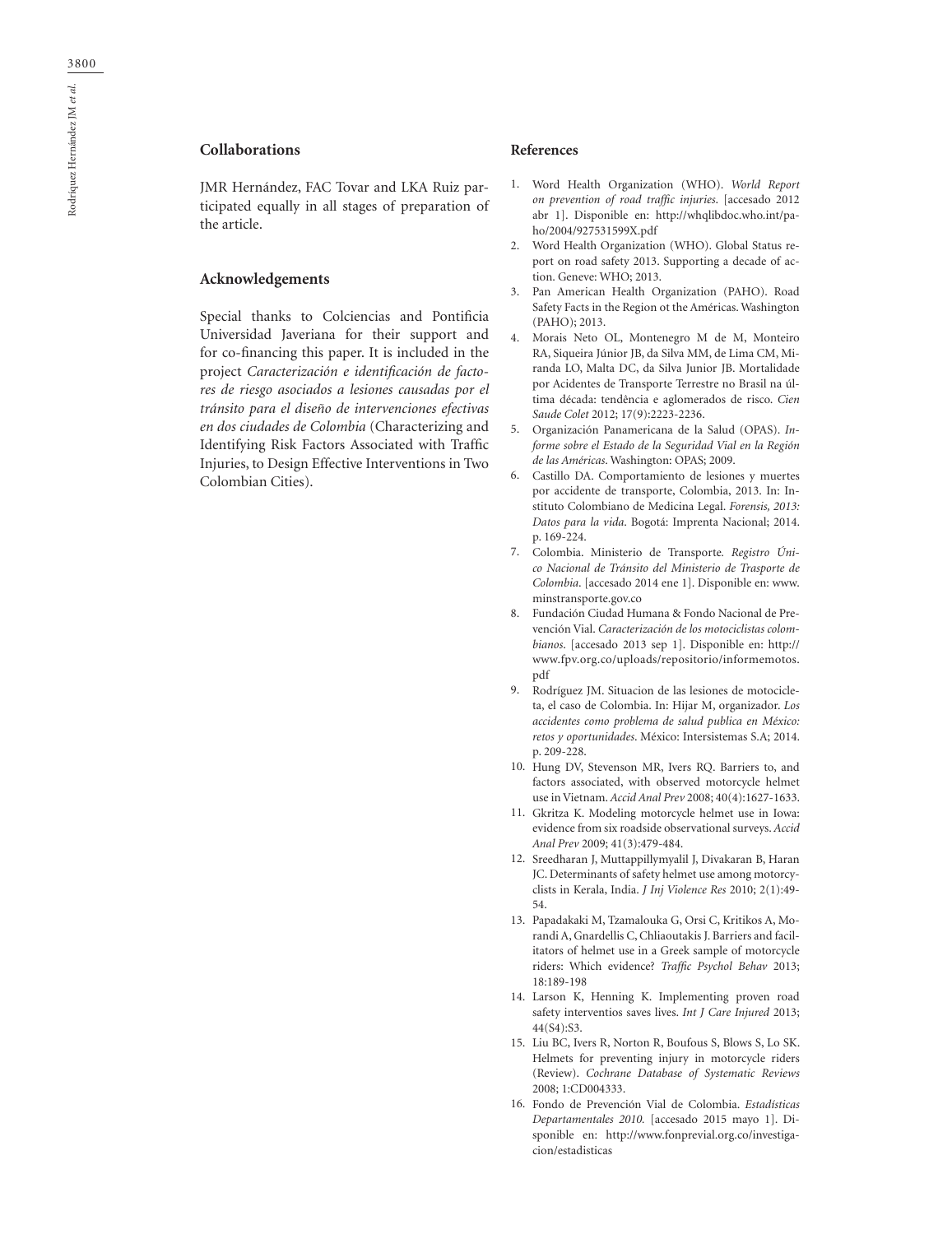## Collaborations

JMR Hernández, FAC Tovar and LKA Ruiz participated equally in all stages of preparation of the article.

## Acknowledgements

Special thanks to Colciencias and Pontificia Universidad Javeriana for their support and for co-financing this paper. It is included in the project *Caracterización e identificación de factores de riesgo asociados a lesiones causadas por el tránsito para el diseño de intervenciones efectivas en dos ciudades de Colombia* (Characterizing and Identifying Risk Factors Associated with Traffic Injuries, to Design Effective Interventions in Two Colombian Cities).

## References

1. Word Health Organization (WHO). *World Report on prevention of road traffic injuries*. [accesado 2012 abr 1]. Disponible en: http://whqlibdoc.who.int/paho/2004/927531599X.pdf
2. Word Health Organization (WHO). Global Status report on road safety 2013. Supporting a decade of action. Geneve: WHO; 2013.
3. Pan American Health Organization (PAHO). Road Safety Facts in the Region ot the Américas. Washington (PAHO); 2013.
4. Morais Neto OL, Montenegro M de M, Monteiro RA, Siqueira Júnior JB, da Silva MM, de Lima CM, Miranda LO, Malta DC, da Silva Junior JB. Mortalidade por Acidentes de Transporte Terrestre no Brasil na última década: tendência e aglomerados de risco. *Cien Saude Colet* 2012; 17(9):2223-2236.
5. Organización Panamericana de la Salud (OPAS). *Informe sobre el Estado de la Seguridad Vial en la Región de las Américas*. Washington: OPAS; 2009.
6. Castillo DA. Comportamiento de lesiones y muertes por accidente de transporte, Colombia, 2013. In: Instituto Colombiano de Medicina Legal. *Forensis, 2013: Datos para la vida*. Bogotá: Imprenta Nacional; 2014. p. 169-224.
7. Colombia. Ministerio de Transporte. *Registro Único Nacional de Tránsito del Ministerio de Trasporte de Colombia*. [accesado 2014 ene 1]. Disponible en: www.minstransporte.gov.co
8. Fundación Ciudad Humana & Fondo Nacional de Prevención Vial. *Caracterización de los motociclistas colombianos*. [accesado 2013 sep 1]. Disponible en: http://www.fpv.org.co/uploads/repositorio/informemotos.pdf
9. Rodríguez JM. Situacion de las lesiones de motocicleta, el caso de Colombia. In: Hijar M, organizador. *Los accidentes como problema de salud publica en México: retos y oportunidades*. México: Intersistemas S.A; 2014. p. 209-228.
10. Hung DV, Stevenson MR, Ivers RQ. Barriers to, and factors associated, with observed motorcycle helmet use in Vietnam. *Accid Anal Prev* 2008; 40(4):1627-1633.
11. Gkritza K. Modeling motorcycle helmet use in Iowa: evidence from six roadside observational surveys. *Accid Anal Prev* 2009; 41(3):479-484.
12. Sreedharan J, Muttappillymyalil J, Divakaran B, Haran JC. Determinants of safety helmet use among motorcyclists in Kerala, India. *J Inj Violence Res* 2010; 2(1):49-54.
13. Papadakaki M, Tzamalouka G, Orsi C, Kritikos A, Morandi A, Gnardellis C, Chliaoutakis J. Barriers and facilitators of helmet use in a Greek sample of motorcycle riders: Which evidence? *Traffic Psychol Behav* 2013; 18:189-198
14. Larson K, Henning K. Implementing proven road safety interventios saves lives. *Int J Care Injured* 2013; 44(S4):S3.
15. Liu BC, Ivers R, Norton R, Boufous S, Blows S, Lo SK. Helmets for preventing injury in motorcycle riders (Review). *Cochrane Database of Systematic Reviews* 2008; 1:CD004333.
16. Fondo de Prevención Vial de Colombia. *Estadísticas Departamentales 2010.* [accesado 2015 mayo 1]. Disponible en: http://www.fonprevial.org.co/investigacion/estadisticas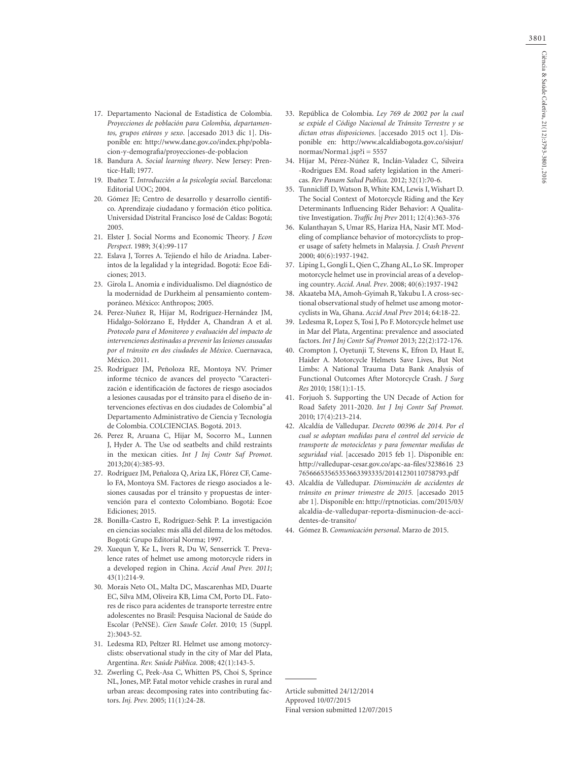17. Departamento Nacional de Estadística de Colombia. *Proyecciones de población para Colombia, departamentos, grupos etáreos y sexo*. [accesado 2013 dic 1]. Disponible en: http://www.dane.gov.co/index.php/poblacion-y-demografia/proyecciones-de-poblacion
18. Bandura A. *Social learning theory*. New Jersey: Prentice-Hall; 1977.
19. Ibañez T. *Introducción a la psicología social.* Barcelona: Editorial UOC; 2004.
20. Gómez JE; Centro de desarrollo y desarrollo científico. Aprendizaje ciudadano y formación ético política. Universidad Distrital Francisco José de Caldas: Bogotá; 2005.
21. Elster J. Social Norms and Economic Theory. *J Econ Perspect*. 1989; 3(4):99-117
22. Eslava J, Torres A. Tejiendo el hilo de Ariadna. Laberintos de la legalidad y la integridad. Bogotá: Ecoe Ediciones; 2013.
23. Girola L. Anomia e individualismo. Del diagnóstico de la modernidad de Durkheim al pensamiento contemporáneo. México: Anthropos; 2005.
24. Perez-Nuñez R, Hijar M, Rodríguez-Hernández JM, Hidalgo-Solórzano E, Hydder A, Chandran A et al. *Protocolo para el Monitoreo y evaluación del impacto de intervenciones destinadas a prevenir las lesiones causadas por el tránsito en dos ciudades de México*. Cuernavaca, México. 2011.
25. Rodríguez JM, Peñoloza RE, Montoya NV. Primer informe técnico de avances del proyecto "Caracterización e identificación de factores de riesgo asociados a lesiones causadas por el tránsito para el diseño de intervenciones efectivas en dos ciudades de Colombia" al Departamento Administrativo de Ciencia y Tecnología de Colombia. COLCIENCIAS. Bogotá. 2013.
26. Perez R, Aruana C, Hijar M, Socorro M., Lunnen J, Hyder A. The Use od seatbelts and child restraints in the mexican cities. *Int J Inj Contr Saf Promot.* 2013;20(4):385-93.
27. Rodríguez JM, Peñaloza Q, Ariza LK, Flórez CF, Camelo FA, Montoya SM. Factores de riesgo asociados a lesiones causadas por el tránsito y propuestas de intervención para el contexto Colombiano. Bogotá: Ecoe Ediciones; 2015.
28. Bonilla-Castro E, Rodríguez-Sehk P. La investigación en ciencias sociales: más allá del dilema de los métodos. Bogotá: Grupo Editorial Norma; 1997.
29. Xuequn Y, Ke L, Ivers R, Du W, Senserrick T. Prevalence rates of helmet use among motorcycle riders in a developed region in China. *Accid Anal Prev. 2011*; 43(1):214-9.
30. Morais Neto OL, Malta DC, Mascarenhas MD, Duarte EC, Silva MM, Oliveira KB, Lima CM, Porto DL. Fatores de risco para acidentes de transporte terrestre entre adolescentes no Brasil: Pesquisa Nacional de Saúde do Escolar (PeNSE). *Cien Saude Colet*. 2010; 15 (Suppl. 2):3043-52.
31. Ledesma RD, Peltzer RI. Helmet use among motorcyclists: observational study in the city of Mar del Plata, Argentina. *Rev. Saúde Pública.* 2008; 42(1):143-5.
32. Zwerling C, Peek-Asa C, Whitten PS, Choi S, Sprince NL, Jones, MP. Fatal motor vehicle crashes in rural and urban areas: decomposing rates into contributing factors. *Inj. Prev.* 2005; 11(1):24-28.
33. República de Colombia. *Ley 769 de 2002 por la cual se expide el Código Nacional de Tránsito Terrestre y se dictan otras disposiciones*. [accesado 2015 oct 1]. Disponible en: http://www.alcaldiabogota.gov.co/sisjur/normas/Norma1.jsp?i = 5557
34. Híjar M, Pérez-Núñez R, Inclán-Valadez C, Silveira -Rodrigues EM. Road safety legislation in the Americas. *Rev Panam Salud Publica.* 2012; 32(1):70-6.
35. Tunnicliff D, Watson B, White KM, Lewis I, Wishart D. The Social Context of Motorcycle Riding and the Key Determinants Influencing Rider Behavior: A Qualitative Investigation. *Traffic Inj Prev* 2011; 12(4):363-376
36. Kulanthayan S, Umar RS, Hariza HA, Nasir MT. Modeling of compliance behavior of motorcyclists to proper usage of safety helmets in Malaysia. *J. Crash Prevent* 2000; 40(6):1937-1942.
37. Liping L, Gongli L, Qien C, Zhang AL, Lo SK. Improper motorcycle helmet use in provincial areas of a developing country. *Accid. Anal. Prev*. 2008; 40(6):1937-1942
38. Akaateba MA, Amoh-Gyimah R, Yakubu I. A cross-sectional observational study of helmet use among motorcyclists in Wa, Ghana. *Accid Anal Prev* 2014; 64:18-22.
39. Ledesma R, Lopez S, Tosi J, Po F. Motorcycle helmet use in Mar del Plata, Argentina: prevalence and associated factors. *Int J Inj Contr Saf Promot* 2013; 22(2):172-176.
40. Crompton J, Oyetunji T, Stevens K, Efron D, Haut E, Haider A. Motorcycle Helmets Save Lives, But Not Limbs: A National Trauma Data Bank Analysis of Functional Outcomes After Motorcycle Crash. *J Surg Res* 2010; 158(1):1-15.
41. Forjuoh S. Supporting the UN Decade of Action for Road Safety 2011-2020. *Int J Inj Contr Saf Promot.* 2010; 17(4):213-214.
42. Alcaldía de Valledupar. *Decreto 00396 de 2014. Por el cual se adoptan medidas para el control del servicio de transporte de motocicletas y para fomentar medidas de seguridad vial*. [accesado 2015 feb 1]. Disponible en: http://valledupar-cesar.gov.co/apc-aa-files/3238616 23 7656665356535363393335/20141230110758793.pdf
43. Alcaldía de Valledupar. *Disminución de accidentes de tránsito en primer trimestre de 2015.* [accesado 2015 abr 1]. Disponible en: http://rptnoticias. com/2015/03/alcaldia-de-valledupar-reporta-disminucion-de-accidentes-de-transito/
44. Gómez B. *Comunicación personal*. Marzo de 2015.

Article submitted 24/12/2014
Approved 10/07/2015
Final version submitted 12/07/2015